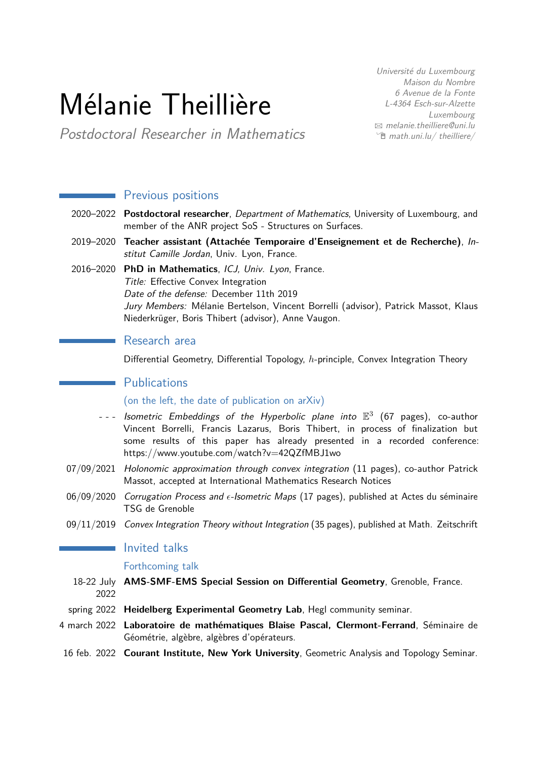# Mélanie Theillière

*Postdoctoral Researcher in Mathematics*

*Université du Luxembourg*
*Maison du Nombre*
*6 Avenue de la Fonte*
*L-4364 Esch-sur-Alzette*
*Luxembourg*
*melanie.theilliere@uni.lu*
*math.uni.lu/ theilliere/*

## Previous positions

2020–2022 **Postdoctoral researcher**, *Department of Mathematics*, University of Luxembourg, and member of the ANR project SoS - Structures on Surfaces.

2019–2020 **Teacher assistant (Attachée Temporaire d'Enseignement et de Recherche)**, *Institut Camille Jordan*, Univ. Lyon, France.

2016–2020 **PhD in Mathematics**, *ICJ, Univ. Lyon*, France.
*Title:* Effective Convex Integration
*Date of the defense:* December 11th 2019
*Jury Members:* Mélanie Bertelson, Vincent Borrelli (advisor), Patrick Massot, Klaus Niederkrüger, Boris Thibert (advisor), Anne Vaugon.

## Research area

Differential Geometry, Differential Topology, $h$-principle, Convex Integration Theory

## Publications

(on the left, the date of publication on arXiv)

- - - *Isometric Embeddings of the Hyperbolic plane into* $\mathbb{E}^3$ (67 pages), co-author Vincent Borrelli, Francis Lazarus, Boris Thibert, in process of finalization but some results of this paper has already presented in a recorded conference: https://www.youtube.com/watch?v=42QZfMBJ1wo

07/09/2021 *Holonomic approximation through convex integration* (11 pages), co-author Patrick Massot, accepted at International Mathematics Research Notices

06/09/2020 *Corrugation Process and $\epsilon$-Isometric Maps* (17 pages), published at Actes du séminaire TSG de Grenoble

09/11/2019 *Convex Integration Theory without Integration* (35 pages), published at Math. Zeitschrift

## Invited talks

### Forthcoming talk

18-22 July 2022 **AMS-SMF-EMS Special Session on Differential Geometry**, Grenoble, France.

spring 2022 **Heidelberg Experimental Geometry Lab**, Hegl community seminar.

4 march 2022 **Laboratoire de mathématiques Blaise Pascal, Clermont-Ferrand**, Séminaire de Géométrie, algèbre, algèbres d'opérateurs.

16 feb. 2022 **Courant Institute, New York University**, Geometric Analysis and Topology Seminar.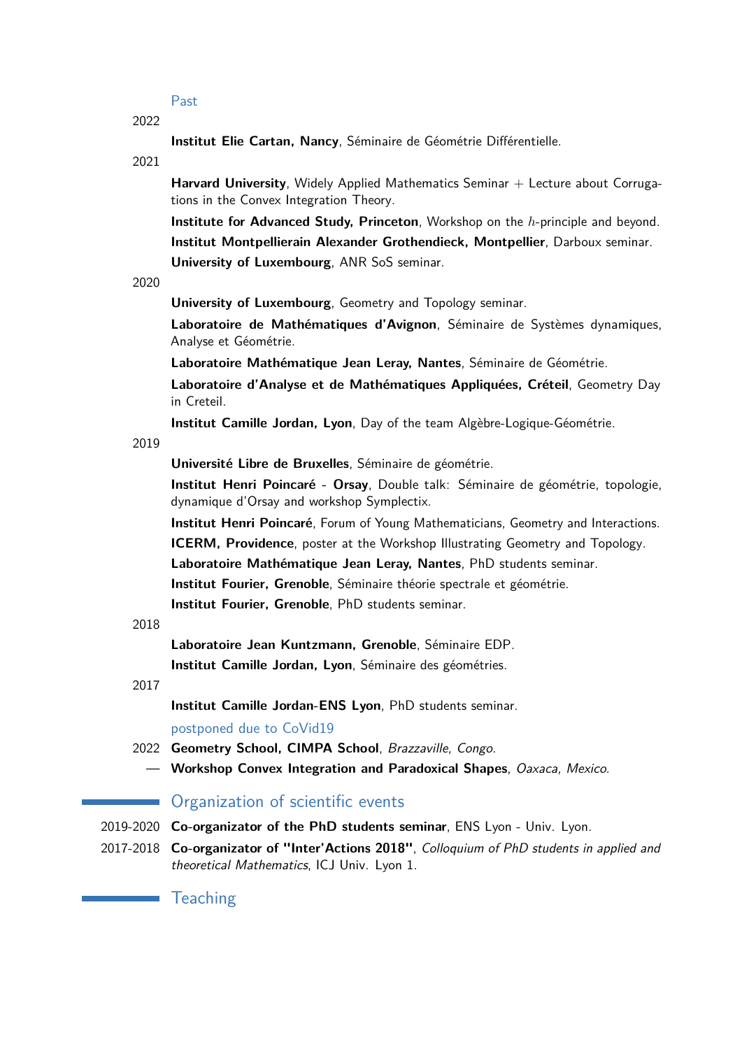### Past

2022

**Institut Elie Cartan, Nancy**, Séminaire de Géométrie Différentielle.

2021

**Harvard University**, Widely Applied Mathematics Seminar + Lecture about Corrugations in the Convex Integration Theory.

**Institute for Advanced Study, Princeton**, Workshop on the $h$-principle and beyond.

**Institut Montpellierain Alexander Grothendieck, Montpellier**, Darboux seminar.

**University of Luxembourg**, ANR SoS seminar.

2020

**University of Luxembourg**, Geometry and Topology seminar.

**Laboratoire de Mathématiques d'Avignon**, Séminaire de Systèmes dynamiques, Analyse et Géométrie.

**Laboratoire Mathématique Jean Leray, Nantes**, Séminaire de Géométrie.

**Laboratoire d'Analyse et de Mathématiques Appliquées, Créteil**, Geometry Day in Creteil.

**Institut Camille Jordan, Lyon**, Day of the team Algèbre-Logique-Géométrie.

2019

**Université Libre de Bruxelles**, Séminaire de géométrie.

**Institut Henri Poincaré - Orsay**, Double talk: Séminaire de géométrie, topologie, dynamique d'Orsay and workshop Symplectix.

**Institut Henri Poincaré**, Forum of Young Mathematicians, Geometry and Interactions.

**ICERM, Providence**, poster at the Workshop Illustrating Geometry and Topology.

**Laboratoire Mathématique Jean Leray, Nantes**, PhD students seminar.

**Institut Fourier, Grenoble**, Séminaire théorie spectrale et géométrie.

**Institut Fourier, Grenoble**, PhD students seminar.

2018

**Laboratoire Jean Kuntzmann, Grenoble**, Séminaire EDP.

**Institut Camille Jordan, Lyon**, Séminaire des géométries.

2017

**Institut Camille Jordan-ENS Lyon**, PhD students seminar.

### postponed due to CoVid19

2022 **Geometry School, CIMPA School**, *Brazzaville, Congo.*

— **Workshop Convex Integration and Paradoxical Shapes**, *Oaxaca, Mexico.*

## Organization of scientific events

2019-2020 **Co-organizator of the PhD students seminar**, ENS Lyon - Univ. Lyon.

2017-2018 **Co-organizator of "Inter'Actions 2018"**, *Colloquium of PhD students in applied and theoretical Mathematics*, ICJ Univ. Lyon 1.

## Teaching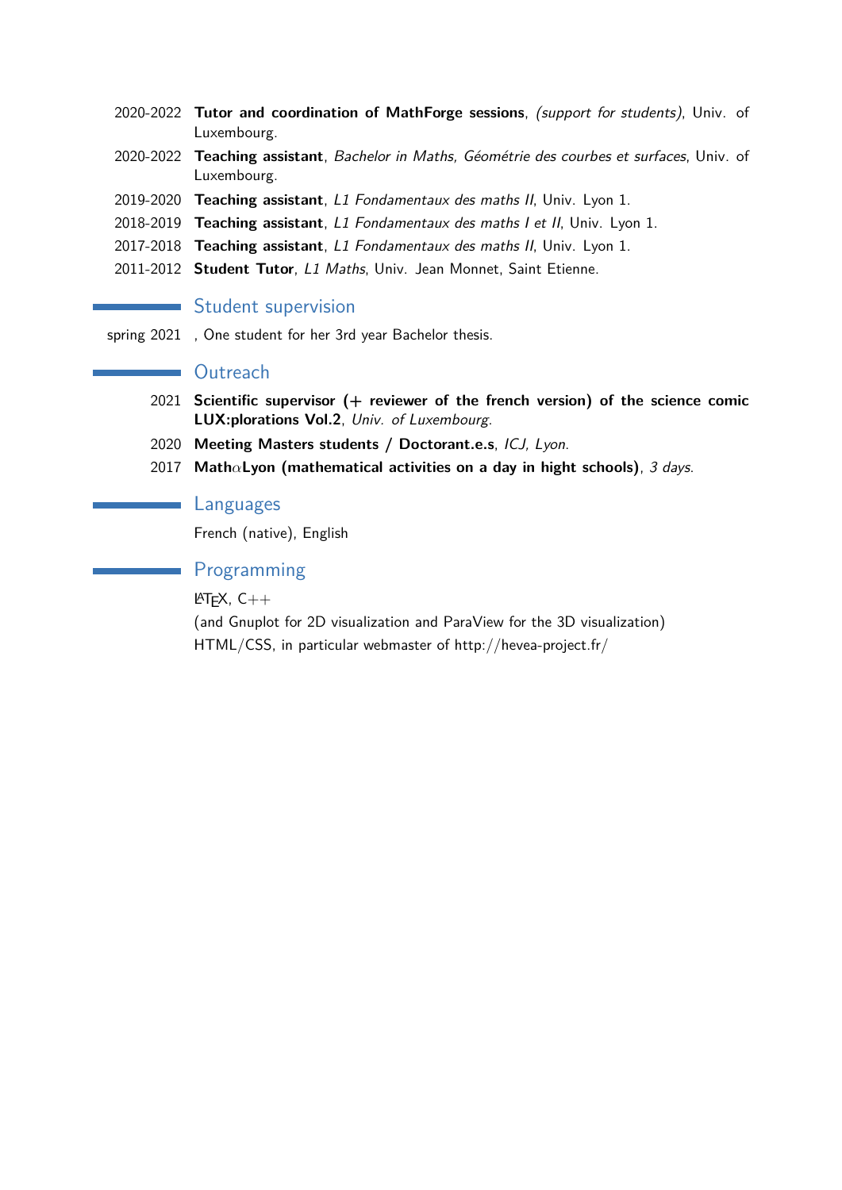- 2020-2022 **Tutor and coordination of MathForge sessions**, *(support for students)*, Univ. of Luxembourg.
- 2020-2022 **Teaching assistant**, *Bachelor in Maths, Géométrie des courbes et surfaces*, Univ. of Luxembourg.
- 2019-2020 **Teaching assistant**, *L1 Fondamentaux des maths II*, Univ. Lyon 1.
- 2018-2019 **Teaching assistant**, *L1 Fondamentaux des maths I et II*, Univ. Lyon 1.
- 2017-2018 **Teaching assistant**, *L1 Fondamentaux des maths II*, Univ. Lyon 1.
- 2011-2012 **Student Tutor**, *L1 Maths*, Univ. Jean Monnet, Saint Etienne.

## Student supervision

- spring 2021 , One student for her 3rd year Bachelor thesis.

## Outreach

- 2021 **Scientific supervisor (+ reviewer of the french version) of the science comic LUX:plorations Vol.2**, *Univ. of Luxembourg*.
- 2020 **Meeting Masters students / Doctorant.e.s**, *ICJ, Lyon*.
- 2017 **Math$\alpha$Lyon (mathematical activities on a day in hight schools)**, *3 days*.

## Languages

French (native), English

## Programming

LaTeX, C++
(and Gnuplot for 2D visualization and ParaView for the 3D visualization)
HTML/CSS, in particular webmaster of http://hevea-project.fr/